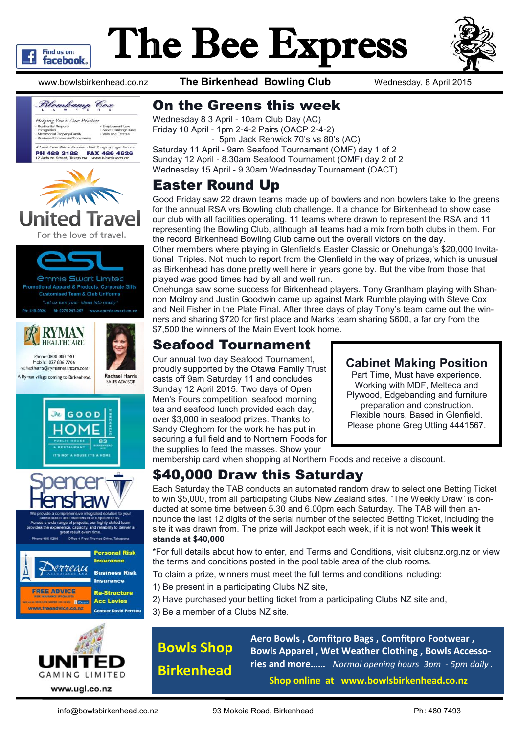# The Bee Express

www.bowlsbirkenhead.co.nz **The Birkenhead Bowling Club** Wednesday, 8 April 2015

Find us on: facebook

## On the Greens this week

Wednesday 8 3 April - 10am Club Day (AC)
Friday 10 April - 1pm 2-4-2 Pairs (OACP 2-4-2)
- 5pm Jack Renwick 70's vs 80's (AC)
Saturday 11 April - 9am Seafood Tournament (OMF) day 1 of 2
Sunday 12 April - 8.30am Seafood Tournament (OMF) day 2 of 2
Wednesday 15 April - 9.30am Wednesday Tournament (OACT)

## Easter Round Up

Good Friday saw 22 drawn teams made up of bowlers and non bowlers take to the greens for the annual RSA vrs Bowling club challenge. It a chance for Birkenhead to show case our club with all facilities operating. 11 teams where drawn to represent the RSA and 11 representing the Bowling Club, although all teams had a mix from both clubs in them. For the record Birkenhead Bowling Club came out the overall victors on the day.

Other members where playing in Glenfield's Easter Classic or Onehunga's $20,000 Invitational Triples. Not much to report from the Glenfield in the way of prizes, which is unusual as Birkenhead has done pretty well here in years gone by. But the vibe from those that played was good times had by all and well run.

Onehunga saw some success for Birkenhead players. Tony Grantham playing with Shannon Mcilroy and Justin Goodwin came up against Mark Rumble playing with Steve Cox and Neil Fisher in the Plate Final. After three days of play Tony's team came out the winners and sharing $720 for first place and Marks team sharing $600, a far cry from the $7,500 the winners of the Main Event took home.

## Seafood Tournament

Our annual two day Seafood Tournament, proudly supported by the Otawa Family Trust casts off 9am Saturday 11 and concludes Sunday 12 April 2015. Two days of Open Men's Fours competition, seafood morning tea and seafood lunch provided each day, over $3,000 in seafood prizes. Thanks to Sandy Cleghorn for the work he has put in securing a full field and to Northern Foods for the supplies to feed the masses. Show your membership card when shopping at Northern Foods and receive a discount.

> ### Cabinet Making Position
> Part Time, Must have experience.
> Working with MDF, Melteca and Plywood, Edgebanding and furniture preparation and construction.
> Flexible hours, Based in Glenfield.
> Please phone Greg Utting 4441567.

## $40,000 Draw this Saturday

Each Saturday the TAB conducts an automated random draw to select one Betting Ticket to win $5,000, from all participating Clubs New Zealand sites. "The Weekly Draw" is conducted at some time between 5.30 and 6.00pm each Saturday. The TAB will then announce the last 12 digits of the serial number of the selected Betting Ticket, including the site it was drawn from. The prize will Jackpot each week, if it is not won! **This week it stands at $40,000**

*For full details about how to enter, and Terms and Conditions, visit clubsnz.org.nz or view the terms and conditions posted in the pool table area of the club rooms.

To claim a prize, winners must meet the full terms and conditions including:

1) Be present in a participating Clubs NZ site,
2) Have purchased your betting ticket from a participating Clubs NZ site and,
3) Be a member of a Clubs NZ site.

**Bowls Shop Birkenhead**

**Aero Bowls , Comfitpro Bags , Comfitpro Footwear , Bowls Apparel , Wet Weather Clothing , Bowls Accessories and more……** *Normal opening hours 3pm - 5pm daily .*

**Shop online at www.bowlsbirkenhead.co.nz**

---

**Blomkamp Cox** Lawyers
*Helping You is Our Practice*
- Residential Property
- Immigration
- Matrimonial Property/Family
- Business/Commercial/Companies
- Employment Law
- Asset Planning/Trusts
- Wills and Estates

*A Local Firm Able to Provide a Full Range of Legal Services*
PH 489 3188 FAX 486 4626
12 Auburn Street, Takapuna www.blomlaw.co.nz

**United Travel** For the love of travel.

**esl** Emmie Swart Limited
Promotional Apparel & Products, Corporate Gifts
Customised Team & Club Uniforms
"Let us turn your ideas into reality"
Ph: 419-0926 M: 0275 297-297 www.emmieswart.co.nz

**RYMAN HEALTHCARE**
Phone: 0800 000 240
Mobile: 027 836 7706
rachael.harris@rymanhealthcare.com
A Ryman village coming to Birkenhead.
Rachael Harris SALES ADVISOR

**The GOOD HOME** Birkenhead
Public House & Restaurant 83 Birkenhead Ave
It's not a house it's a home

**Spencer Henshaw**
We provide a comprehensive integrated solution to your construction and maintenance requirements. Across a wide range of projects, our highly skilled team provides the experience, capacity, and reliability to deliver a great result every time.
Phone 486 0286 Office 4 Fred Thomas Drive, Takapuna

**Perreau** Associates Ltd
Personal Risk Insurance
Business Risk Insurance
Re-Structure Acc Levies
FREE ADVICE
www.freeadvice.co.nz
Contact David Perreau

**UNITED GAMING LIMITED**
www.ugl.co.nz

info@bowlsbirkenhead.co.nz 93 Mokoia Road, Birkenhead Ph: 480 7493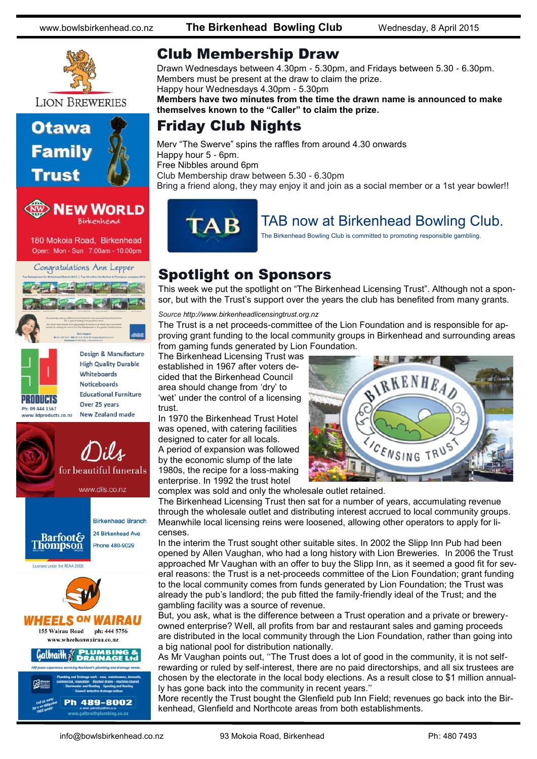# Club Membership Draw

Drawn Wednesdays between 4.30pm - 5.30pm, and Fridays between 5.30 - 6.30pm.
Members must be present at the draw to claim the prize.
Happy hour Wednesdays 4.30pm - 5.30pm
**Members have two minutes from the time the drawn name is announced to make themselves known to the "Caller" to claim the prize.**

# Friday Club Nights

Merv "The Swerve" spins the raffles from around 4.30 onwards
Happy hour 5 - 6pm.
Free Nibbles around 6pm
Club Membership draw between 5.30 - 6.30pm
Bring a friend along, they may enjoy it and join as a social member or a 1st year bowler!!

## TAB now at Birkenhead Bowling Club.

The Birkenhead Bowling Club is committed to promoting responsible gambling.

# Spotlight on Sponsors

This week we put the spotlight on "The Birkenhead Licensing Trust". Although not a sponsor, but with the Trust's support over the years the club has benefited from many grants.

*Source http://www.birkenheadlicensingtrust.org.nz*

The Trust is a net proceeds-committee of the Lion Foundation and is responsible for approving grant funding to the local community groups in Birkenhead and surrounding areas from gaming funds generated by Lion Foundation.

The Birkenhead Licensing Trust was established in 1967 after voters decided that the Birkenhead Council area should change from 'dry' to 'wet' under the control of a licensing trust.

In 1970 the Birkenhead Trust Hotel was opened, with catering facilities designed to cater for all locals.

A period of expansion was followed by the economic slump of the late 1980s, the recipe for a loss-making enterprise. In 1992 the trust hotel complex was sold and only the wholesale outlet retained.

The Birkenhead Licensing Trust then sat for a number of years, accumulating revenue through the wholesale outlet and distributing interest accrued to local community groups. Meanwhile local licensing reins were loosened, allowing other operators to apply for licenses.

In the interim the Trust sought other suitable sites. In 2002 the Slipp Inn Pub had been opened by Allen Vaughan, who had a long history with Lion Breweries. In 2006 the Trust approached Mr Vaughan with an offer to buy the Slipp Inn, as it seemed a good fit for several reasons: the Trust is a net-proceeds committee of the Lion Foundation; grant funding to the local community comes from funds generated by Lion Foundation; the Trust was already the pub's landlord; the pub fitted the family-friendly ideal of the Trust; and the gambling facility was a source of revenue.

But, you ask, what is the difference between a Trust operation and a private or brewery-owned enterprise? Well, all profits from bar and restaurant sales and gaming proceeds are distributed in the local community through the Lion Foundation, rather than going into a big national pool for distribution nationally.

As Mr Vaughan points out, "The Trust does a lot of good in the community, it is not self-rewarding or ruled by self-interest, there are no paid directorships, and all six trustees are chosen by the electorate in the local body elections. As a result close to $1 million annually has gone back into the community in recent years."

More recently the Trust bought the Glenfield pub Inn Field; revenues go back into the Birkenhead, Glenfield and Northcote areas from both establishments.

---

LION BREWERIES

Otawa Family Trust

NEW WORLD Birkenhead
180 Mokoia Road, Birkenhead
Open: Mon - Sun 7.00am - 10.00pm

Congratulations Ann Lepper

3d PRODUCTS
Ph: 09 444 1567
www.3dproducts.co.nz
Design & Manufacture
High Quality Durable
Whiteboards
Noticeboards
Educational Furniture
Over 25 years
New Zealand made

Dils for beautiful funerals
www.dils.co.nz

Barfoot & Thompson
Birkenhead Branch
24 Birkenhead Ave
Phone 480-9029
Licensed under the REAA 2008

WHEELS ON WAIRAU
155 Wairau Road ph: 444 5756
www.wheelsonwairau.co.nz

Galbraith PLUMBING & DRAINAGE Ltd
Ph 489-8002
www.galbraithplumbing.co.nz